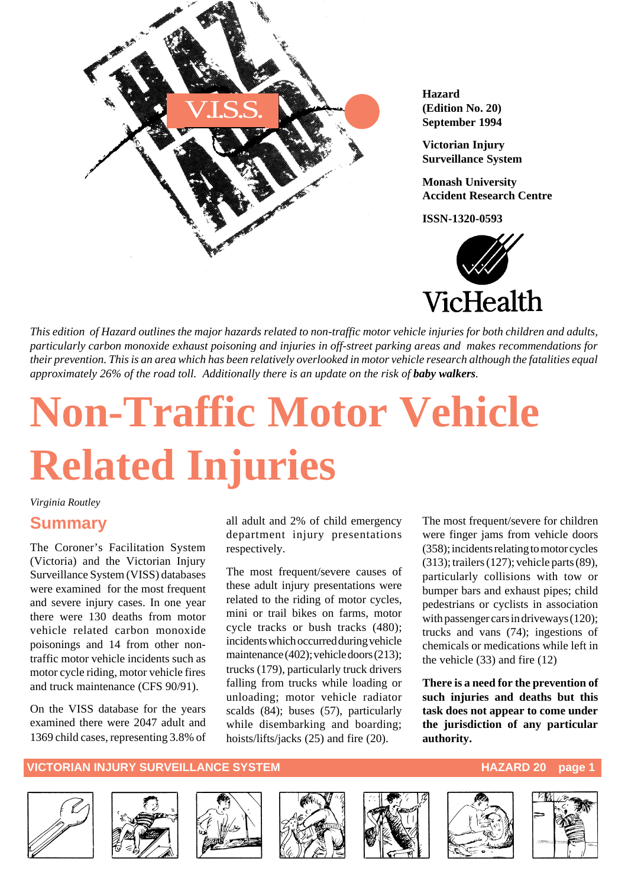Hazard
(Edition No. 20)
September 1994

Victorian Injury Surveillance System

Monash University Accident Research Centre

ISSN-1320-0593

*This edition of Hazard outlines the major hazards related to non-traffic motor vehicle injuries for both children and adults, particularly carbon monoxide exhaust poisoning and injuries in off-street parking areas and makes recommendations for their prevention. This is an area which has been relatively overlooked in motor vehicle research although the fatalities equal approximately 26% of the road toll. Additionally there is an update on the risk of* ***baby walkers****.*

# Non-Traffic Motor Vehicle Related Injuries

*Virginia Routley*

## Summary

The Coroner's Facilitation System (Victoria) and the Victorian Injury Surveillance System (VISS) databases were examined for the most frequent and severe injury cases. In one year there were 130 deaths from motor vehicle related carbon monoxide poisonings and 14 from other non-traffic motor vehicle incidents such as motor cycle riding, motor vehicle fires and truck maintenance (CFS 90/91).

On the VISS database for the years examined there were 2047 adult and 1369 child cases, representing 3.8% of all adult and 2% of child emergency department injury presentations respectively.

The most frequent/severe causes of these adult injury presentations were related to the riding of motor cycles, mini or trail bikes on farms, motor cycle tracks or bush tracks (480); incidents which occurred during vehicle maintenance (402); vehicle doors (213); trucks (179), particularly truck drivers falling from trucks while loading or unloading; motor vehicle radiator scalds (84); buses (57), particularly while disembarking and boarding; hoists/lifts/jacks (25) and fire (20).

The most frequent/severe for children were finger jams from vehicle doors (358); incidents relating to motor cycles (313); trailers (127); vehicle parts (89), particularly collisions with tow or bumper bars and exhaust pipes; child pedestrians or cyclists in association with passenger cars in driveways (120); trucks and vans (74); ingestions of chemicals or medications while left in the vehicle (33) and fire (12)

**There is a need for the prevention of such injuries and deaths but this task does not appear to come under the jurisdiction of any particular authority.**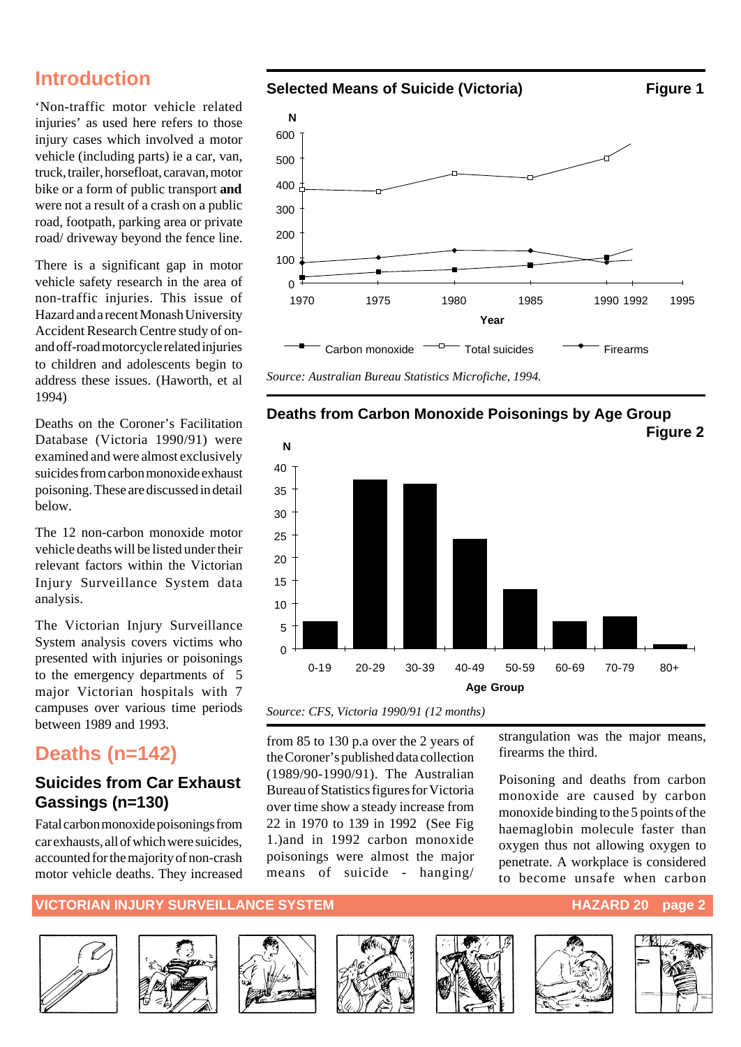## Introduction

'Non-traffic motor vehicle related injuries' as used here refers to those injury cases which involved a motor vehicle (including parts) ie a car, van, truck, trailer, horsefloat, caravan, motor bike or a form of public transport **and** were not a result of a crash on a public road, footpath, parking area or private road/ driveway beyond the fence line.

There is a significant gap in motor vehicle safety research in the area of non-traffic injuries. This issue of Hazard and a recent Monash University Accident Research Centre study of on- and off-road motorcycle related injuries to children and adolescents begin to address these issues. (Haworth, et al 1994)

Deaths on the Coroner's Facilitation Database (Victoria 1990/91) were examined and were almost exclusively suicides from carbon monoxide exhaust poisoning. These are discussed in detail below.

The 12 non-carbon monoxide motor vehicle deaths will be listed under their relevant factors within the Victorian Injury Surveillance System data analysis.

The Victorian Injury Surveillance System analysis covers victims who presented with injuries or poisonings to the emergency departments of 5 major Victorian hospitals with 7 campuses over various time periods between 1989 and 1993.

## Deaths (n=142)

### Suicides from Car Exhaust Gassings (n=130)

Fatal carbon monoxide poisonings from car exhausts, all of which were suicides, accounted for the majority of non-crash motor vehicle deaths. They increased from 85 to 130 p.a over the 2 years of the Coroner's published data collection (1989/90-1990/91). The Australian Bureau of Statistics figures for Victoria over time show a steady increase from 22 in 1970 to 139 in 1992 (See Fig 1.)and in 1992 carbon monoxide poisonings were almost the major means of suicide - hanging/ strangulation was the major means, firearms the third.

Poisoning and deaths from carbon monoxide are caused by carbon monoxide binding to the 5 points of the haemaglobin molecule faster than oxygen thus not allowing oxygen to penetrate. A workplace is considered to become unsafe when carbon

**Selected Means of Suicide (Victoria)** — **Figure 1**

(Line chart: N (0–600) by Year (1970–1995); series: Carbon monoxide, Total suicides, Firearms)

*Source: Australian Bureau Statistics Microfiche, 1994.*

**Deaths from Carbon Monoxide Poisonings by Age Group** — **Figure 2**

(Bar chart: N (0–40) by Age Group: 0-19, 20-29, 30-39, 40-49, 50-59, 60-69, 70-79, 80+)

*Source: CFS, Victoria 1990/91 (12 months)*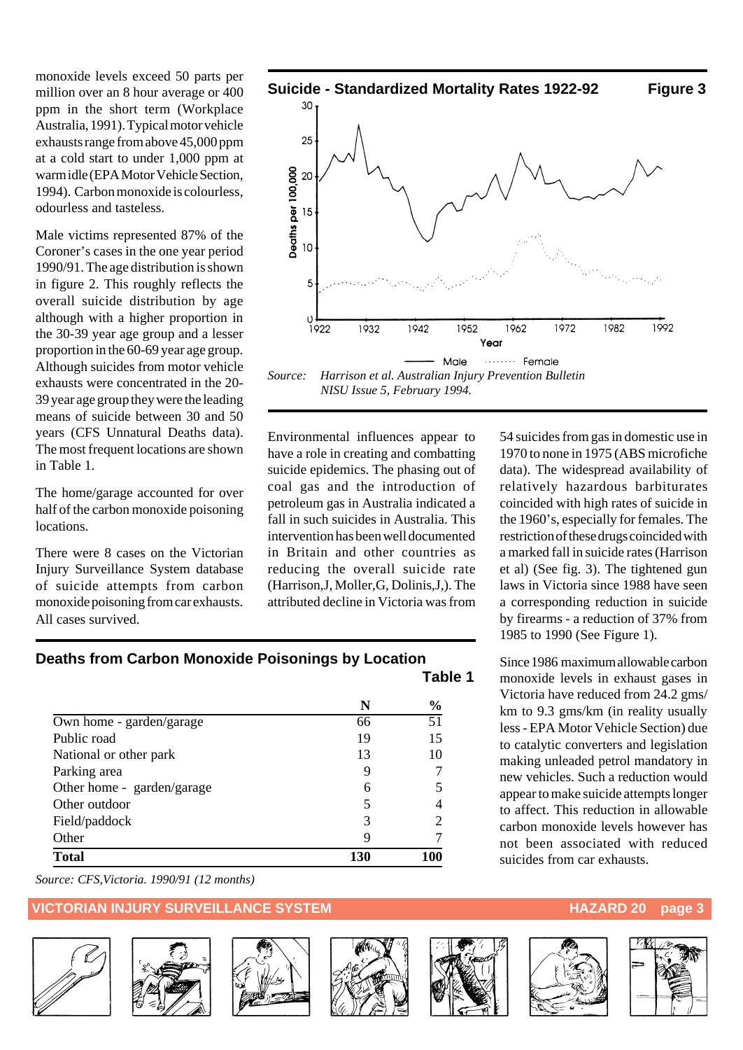monoxide levels exceed 50 parts per million over an 8 hour average or 400 ppm in the short term (Workplace Australia, 1991). Typical motor vehicle exhausts range from above 45,000 ppm at a cold start to under 1,000 ppm at warm idle (EPA Motor Vehicle Section, 1994). Carbon monoxide is colourless, odourless and tasteless.

Male victims represented 87% of the Coroner's cases in the one year period 1990/91. The age distribution is shown in figure 2. This roughly reflects the overall suicide distribution by age although with a higher proportion in the 30-39 year age group and a lesser proportion in the 60-69 year age group. Although suicides from motor vehicle exhausts were concentrated in the 20-39 year age group they were the leading means of suicide between 30 and 50 years (CFS Unnatural Deaths data). The most frequent locations are shown in Table 1.

The home/garage accounted for over half of the carbon monoxide poisoning locations.

There were 8 cases on the Victorian Injury Surveillance System database of suicide attempts from carbon monoxide poisoning from car exhausts. All cases survived.

**Suicide - Standardized Mortality Rates 1922-92** **Figure 3**

*Source: Harrison et al. Australian Injury Prevention Bulletin NISU Issue 5, February 1994.*

Environmental influences appear to have a role in creating and combatting suicide epidemics. The phasing out of coal gas and the introduction of petroleum gas in Australia indicated a fall in such suicides in Australia. This intervention has been well documented in Britain and other countries as reducing the overall suicide rate (Harrison,J, Moller,G, Dolinis,J,). The attributed decline in Victoria was from 54 suicides from gas in domestic use in 1970 to none in 1975 (ABS microfiche data). The widespread availability of relatively hazardous barbiturates coincided with high rates of suicide in the 1960's, especially for females. The restriction of these drugs coincided with a marked fall in suicide rates (Harrison et al) (See fig. 3). The tightened gun laws in Victoria since 1988 have seen a corresponding reduction in suicide by firearms - a reduction of 37% from 1985 to 1990 (See Figure 1).

Since 1986 maximum allowable carbon monoxide levels in exhaust gases in Victoria have reduced from 24.2 gms/km to 9.3 gms/km (in reality usually less - EPA Motor Vehicle Section) due to catalytic converters and legislation making unleaded petrol mandatory in new vehicles. Such a reduction would appear to make suicide attempts longer to affect. This reduction in allowable carbon monoxide levels however has not been associated with reduced suicides from car exhausts.

**Deaths from Carbon Monoxide Poisonings by Location** **Table 1**

| | N | % |
|---|---|---|
| Own home - garden/garage | 66 | 51 |
| Public road | 19 | 15 |
| National or other park | 13 | 10 |
| Parking area | 9 | 7 |
| Other home - garden/garage | 6 | 5 |
| Other outdoor | 5 | 4 |
| Field/paddock | 3 | 2 |
| Other | 9 | 7 |
| **Total** | **130** | **100** |

*Source: CFS,Victoria. 1990/91 (12 months)*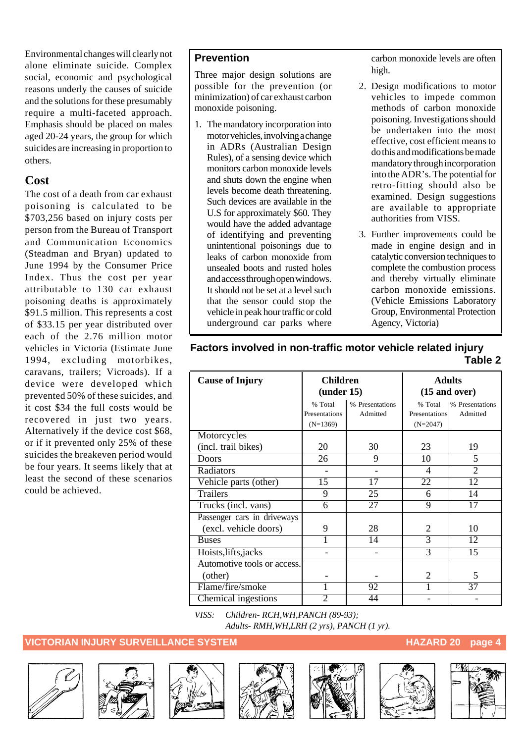Environmental changes will clearly not alone eliminate suicide. Complex social, economic and psychological reasons underly the causes of suicide and the solutions for these presumably require a multi-faceted approach. Emphasis should be placed on males aged 20-24 years, the group for which suicides are increasing in proportion to others.

## Cost

The cost of a death from car exhaust poisoning is calculated to be $703,256 based on injury costs per person from the Bureau of Transport and Communication Economics (Steadman and Bryan) updated to June 1994 by the Consumer Price Index. Thus the cost per year attributable to 130 car exhaust poisoning deaths is approximately $91.5 million. This represents a cost of $33.15 per year distributed over each of the 2.76 million motor vehicles in Victoria (Estimate June 1994, excluding motorbikes, caravans, trailers; Vicroads). If a device were developed which prevented 50% of these suicides, and it cost $34 the full costs would be recovered in just two years. Alternatively if the device cost $68, or if it prevented only 25% of these suicides the breakeven period would be four years. It seems likely that at least the second of these scenarios could be achieved.

## Prevention

Three major design solutions are possible for the prevention (or minimization) of car exhaust carbon monoxide poisoning.

1. The mandatory incorporation into motor vehicles, involving a change in ADRs (Australian Design Rules), of a sensing device which monitors carbon monoxide levels and shuts down the engine when levels become death threatening. Such devices are available in the U.S for approximately $60. They would have the added advantage of identifying and preventing unintentional poisonings due to leaks of carbon monoxide from unsealed boots and rusted holes and access through open windows. It should not be set at a level such that the sensor could stop the vehicle in peak hour traffic or cold underground car parks where carbon monoxide levels are often high.
2. Design modifications to motor vehicles to impede common methods of carbon monoxide poisoning. Investigations should be undertaken into the most effective, cost efficient means to do this and modifications be made mandatory through incorporation into the ADR's. The potential for retro-fitting should also be examined. Design suggestions are available to appropriate authorities from VISS.
3. Further improvements could be made in engine design and in catalytic conversion techniques to complete the combustion process and thereby virtually eliminate carbon monoxide emissions. (Vehicle Emissions Laboratory Group, Environmental Protection Agency, Victoria)

**Factors involved in non-traffic motor vehicle related injury**

**Table 2**

| Cause of Injury | Children (under 15) | | Adults (15 and over) | |
|---|---|---|---|---|
| | % Total Presentations (N=1369) | % Presentations Admitted | % Total Presentations (N=2047) | % Presentations Admitted |
| Motorcycles (incl. trail bikes) | 20 | 30 | 23 | 19 |
| Doors | 26 | 9 | 10 | 5 |
| Radiators | - | - | 4 | 2 |
| Vehicle parts (other) | 15 | 17 | 22 | 12 |
| Trailers | 9 | 25 | 6 | 14 |
| Trucks (incl. vans) | 6 | 27 | 9 | 17 |
| Passenger cars in driveways (excl. vehicle doors) | 9 | 28 | 2 | 10 |
| Buses | 1 | 14 | 3 | 12 |
| Hoists,lifts,jacks | - | - | 3 | 15 |
| Automotive tools or access. (other) | - | - | 2 | 5 |
| Flame/fire/smoke | 1 | 92 | 1 | 37 |
| Chemical ingestions | 2 | 44 | - | - |

*VISS: Children- RCH,WH,PANCH (89-93);*
*Adults- RMH,WH,LRH (2 yrs), PANCH (1 yr).*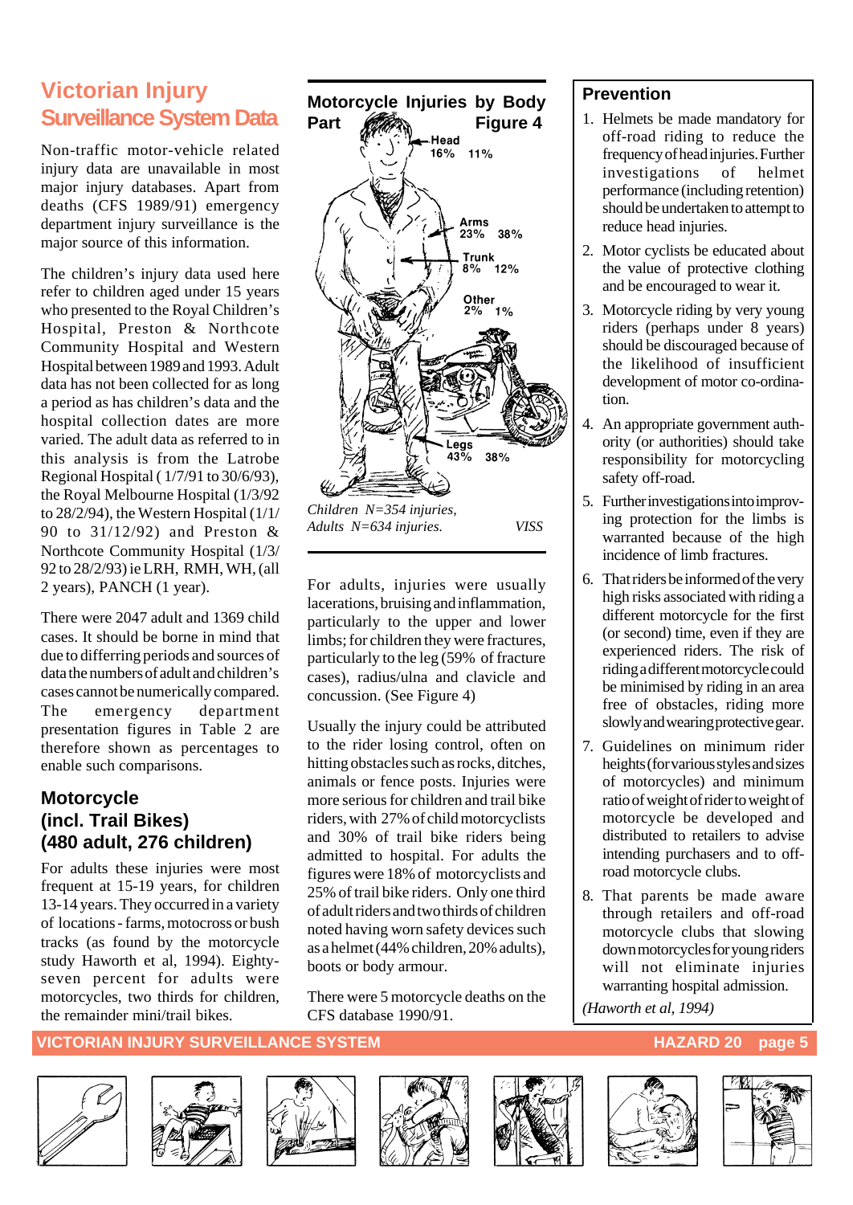# Victorian Injury Surveillance System Data

Non-traffic motor-vehicle related injury data are unavailable in most major injury databases. Apart from deaths (CFS 1989/91) emergency department injury surveillance is the major source of this information.

The children's injury data used here refer to children aged under 15 years who presented to the Royal Children's Hospital, Preston & Northcote Community Hospital and Western Hospital between 1989 and 1993. Adult data has not been collected for as long a period as has children's data and the hospital collection dates are more varied. The adult data as referred to in this analysis is from the Latrobe Regional Hospital ( 1/7/91 to 30/6/93), the Royal Melbourne Hospital (1/3/92 to 28/2/94), the Western Hospital (1/1/90 to 31/12/92) and Preston & Northcote Community Hospital (1/3/92 to 28/2/93) ie LRH, RMH, WH, (all 2 years), PANCH (1 year).

There were 2047 adult and 1369 child cases. It should be borne in mind that due to differing periods and sources of data the numbers of adult and children's cases cannot be numerically compared. The emergency department presentation figures in Table 2 are therefore shown as percentages to enable such comparisons.

## Motorcycle (incl. Trail Bikes) (480 adult, 276 children)

For adults these injuries were most frequent at 15-19 years, for children 13-14 years. They occurred in a variety of locations - farms, motocross or bush tracks (as found by the motorcycle study Haworth et al, 1994). Eighty-seven percent for adults were motorcycles, two thirds for children, the remainder mini/trail bikes.

### Motorcycle Injuries by Body Part — Figure 4

| Body part | Children | Adults |
|---|---|---|
| Head | 16% | 11% |
| Arms | 23% | 38% |
| Trunk | 8% | 12% |
| Other | 2% | 1% |
| Legs | 43% | 38% |

*Children N=354 injuries, Adults N=634 injuries.* *VISS*

For adults, injuries were usually lacerations, bruising and inflammation, particularly to the upper and lower limbs; for children they were fractures, particularly to the leg (59% of fracture cases), radius/ulna and clavicle and concussion. (See Figure 4)

Usually the injury could be attributed to the rider losing control, often on hitting obstacles such as rocks, ditches, animals or fence posts. Injuries were more serious for children and trail bike riders, with 27% of child motorcyclists and 30% of trail bike riders being admitted to hospital. For adults the figures were 18% of motorcyclists and 25% of trail bike riders. Only one third of adult riders and two thirds of children noted having worn safety devices such as a helmet (44% children, 20% adults), boots or body armour.

There were 5 motorcycle deaths on the CFS database 1990/91.

## Prevention

1. Helmets be made mandatory for off-road riding to reduce the frequency of head injuries. Further investigations of helmet performance (including retention) should be undertaken to attempt to reduce head injuries.
2. Motor cyclists be educated about the value of protective clothing and be encouraged to wear it.
3. Motorcycle riding by very young riders (perhaps under 8 years) should be discouraged because of the likelihood of insufficient development of motor co-ordination.
4. An appropriate government authority (or authorities) should take responsibility for motorcycling safety off-road.
5. Further investigations into improving protection for the limbs is warranted because of the high incidence of limb fractures.
6. That riders be informed of the very high risks associated with riding a different motorcycle for the first (or second) time, even if they are experienced riders. The risk of riding a different motorcycle could be minimised by riding in an area free of obstacles, riding more slowly and wearing protective gear.
7. Guidelines on minimum rider heights (for various styles and sizes of motorcycles) and minimum ratio of weight of rider to weight of motorcycle be developed and distributed to retailers to advise intending purchasers and to off-road motorcycle clubs.
8. That parents be made aware through retailers and off-road motorcycle clubs that slowing down motorcycles for young riders will not eliminate injuries warranting hospital admission.

*(Haworth et al, 1994)*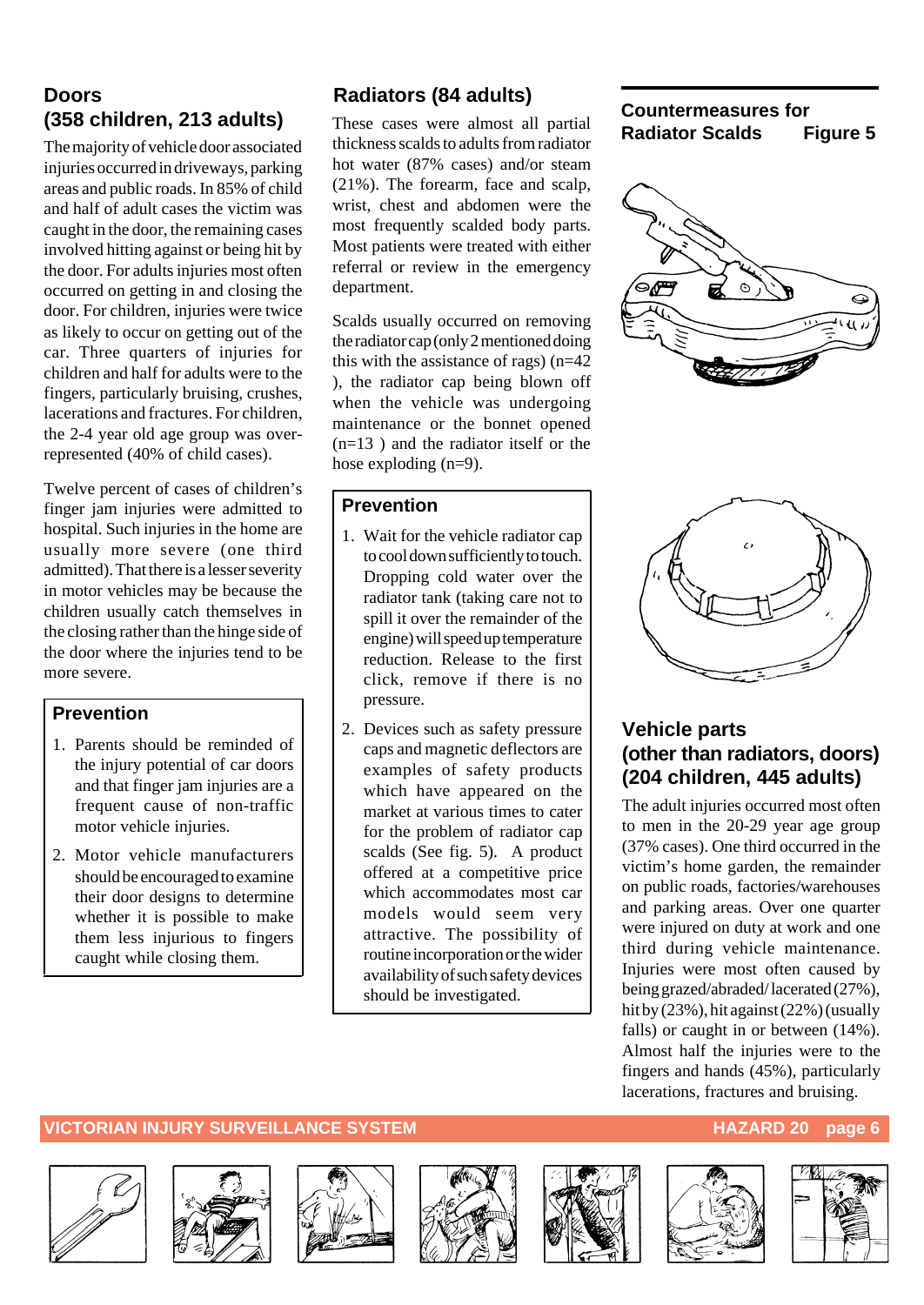## Doors (358 children, 213 adults)

The majority of vehicle door associated injuries occurred in driveways, parking areas and public roads. In 85% of child and half of adult cases the victim was caught in the door, the remaining cases involved hitting against or being hit by the door. For adults injuries most often occurred on getting in and closing the door. For children, injuries were twice as likely to occur on getting out of the car. Three quarters of injuries for children and half for adults were to the fingers, particularly bruising, crushes, lacerations and fractures. For children, the 2-4 year old age group was over-represented (40% of child cases).

Twelve percent of cases of children's finger jam injuries were admitted to hospital. Such injuries in the home are usually more severe (one third admitted). That there is a lesser severity in motor vehicles may be because the children usually catch themselves in the closing rather than the hinge side of the door where the injuries tend to be more severe.

### Prevention

1. Parents should be reminded of the injury potential of car doors and that finger jam injuries are a frequent cause of non-traffic motor vehicle injuries.
2. Motor vehicle manufacturers should be encouraged to examine their door designs to determine whether it is possible to make them less injurious to fingers caught while closing them.

## Radiators (84 adults)

These cases were almost all partial thickness scalds to adults from radiator hot water (87% cases) and/or steam (21%). The forearm, face and scalp, wrist, chest and abdomen were the most frequently scalded body parts. Most patients were treated with either referral or review in the emergency department.

Scalds usually occurred on removing the radiator cap (only 2 mentioned doing this with the assistance of rags) (n=42 ), the radiator cap being blown off when the vehicle was undergoing maintenance or the bonnet opened (n=13 ) and the radiator itself or the hose exploding (n=9).

### Prevention

1. Wait for the vehicle radiator cap to cool down sufficiently to touch. Dropping cold water over the radiator tank (taking care not to spill it over the remainder of the engine) will speed up temperature reduction. Release to the first click, remove if there is no pressure.
2. Devices such as safety pressure caps and magnetic deflectors are examples of safety products which have appeared on the market at various times to cater for the problem of radiator cap scalds (See fig. 5). A product offered at a competitive price which accommodates most car models would seem very attractive. The possibility of routine incorporation or the wider availability of such safety devices should be investigated.

**Countermeasures for Radiator Scalds — Figure 5**

## Vehicle parts (other than radiators, doors) (204 children, 445 adults)

The adult injuries occurred most often to men in the 20-29 year age group (37% cases). One third occurred in the victim's home garden, the remainder on public roads, factories/warehouses and parking areas. Over one quarter were injured on duty at work and one third during vehicle maintenance. Injuries were most often caused by being grazed/abraded/lacerated (27%), hit by (23%), hit against (22%) (usually falls) or caught in or between (14%). Almost half the injuries were to the fingers and hands (45%), particularly lacerations, fractures and bruising.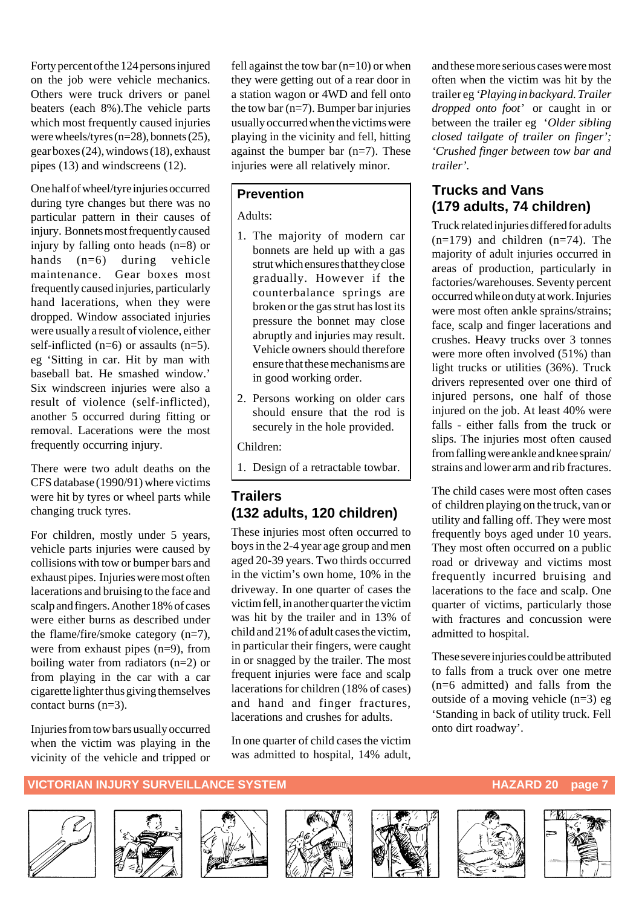Forty percent of the 124 persons injured on the job were vehicle mechanics. Others were truck drivers or panel beaters (each 8%).The vehicle parts which most frequently caused injuries were wheels/tyres (n=28), bonnets (25), gear boxes (24), windows (18), exhaust pipes (13) and windscreens (12).

One half of wheel/tyre injuries occurred during tyre changes but there was no particular pattern in their causes of injury. Bonnets most frequently caused injury by falling onto heads (n=8) or hands (n=6) during vehicle maintenance. Gear boxes most frequently caused injuries, particularly hand lacerations, when they were dropped. Window associated injuries were usually a result of violence, either self-inflicted (n=6) or assaults (n=5). eg 'Sitting in car. Hit by man with baseball bat. He smashed window.' Six windscreen injuries were also a result of violence (self-inflicted), another 5 occurred during fitting or removal. Lacerations were the most frequently occurring injury.

There were two adult deaths on the CFS database (1990/91) where victims were hit by tyres or wheel parts while changing truck tyres.

For children, mostly under 5 years, vehicle parts injuries were caused by collisions with tow or bumper bars and exhaust pipes. Injuries were most often lacerations and bruising to the face and scalp and fingers. Another 18% of cases were either burns as described under the flame/fire/smoke category (n=7), were from exhaust pipes (n=9), from boiling water from radiators (n=2) or from playing in the car with a car cigarette lighter thus giving themselves contact burns (n=3).

Injuries from tow bars usually occurred when the victim was playing in the vicinity of the vehicle and tripped or fell against the tow bar (n=10) or when they were getting out of a rear door in a station wagon or 4WD and fell onto the tow bar (n=7). Bumper bar injuries usually occurred when the victims were playing in the vicinity and fell, hitting against the bumper bar (n=7). These injuries were all relatively minor.

### Prevention

Adults:

1. The majority of modern car bonnets are held up with a gas strut which ensures that they close gradually. However if the counterbalance springs are broken or the gas strut has lost its pressure the bonnet may close abruptly and injuries may result. Vehicle owners should therefore ensure that these mechanisms are in good working order.
2. Persons working on older cars should ensure that the rod is securely in the hole provided.

Children:

1. Design of a retractable towbar.

## Trailers (132 adults, 120 children)

These injuries most often occurred to boys in the 2-4 year age group and men aged 20-39 years. Two thirds occurred in the victim's own home, 10% in the driveway. In one quarter of cases the victim fell, in another quarter the victim was hit by the trailer and in 13% of child and 21% of adult cases the victim, in particular their fingers, were caught in or snagged by the trailer. The most frequent injuries were face and scalp lacerations for children (18% of cases) and hand and finger fractures, lacerations and crushes for adults.

In one quarter of child cases the victim was admitted to hospital, 14% adult, and these more serious cases were most often when the victim was hit by the trailer eg *'Playing in backyard. Trailer dropped onto foot'* or caught in or between the trailer eg *'Older sibling closed tailgate of trailer on finger'; 'Crushed finger between tow bar and trailer'*.

## Trucks and Vans (179 adults, 74 children)

Truck related injuries differed for adults (n=179) and children (n=74). The majority of adult injuries occurred in areas of production, particularly in factories/warehouses. Seventy percent occurred while on duty at work. Injuries were most often ankle sprains/strains; face, scalp and finger lacerations and crushes. Heavy trucks over 3 tonnes were more often involved (51%) than light trucks or utilities (36%). Truck drivers represented over one third of injured persons, one half of those injured on the job. At least 40% were falls - either falls from the truck or slips. The injuries most often caused from falling were ankle and knee sprain/strains and lower arm and rib fractures.

The child cases were most often cases of children playing on the truck, van or utility and falling off. They were most frequently boys aged under 10 years. They most often occurred on a public road or driveway and victims most frequently incurred bruising and lacerations to the face and scalp. One quarter of victims, particularly those with fractures and concussion were admitted to hospital.

These severe injuries could be attributed to falls from a truck over one metre (n=6 admitted) and falls from the outside of a moving vehicle (n=3) eg 'Standing in back of utility truck. Fell onto dirt roadway'.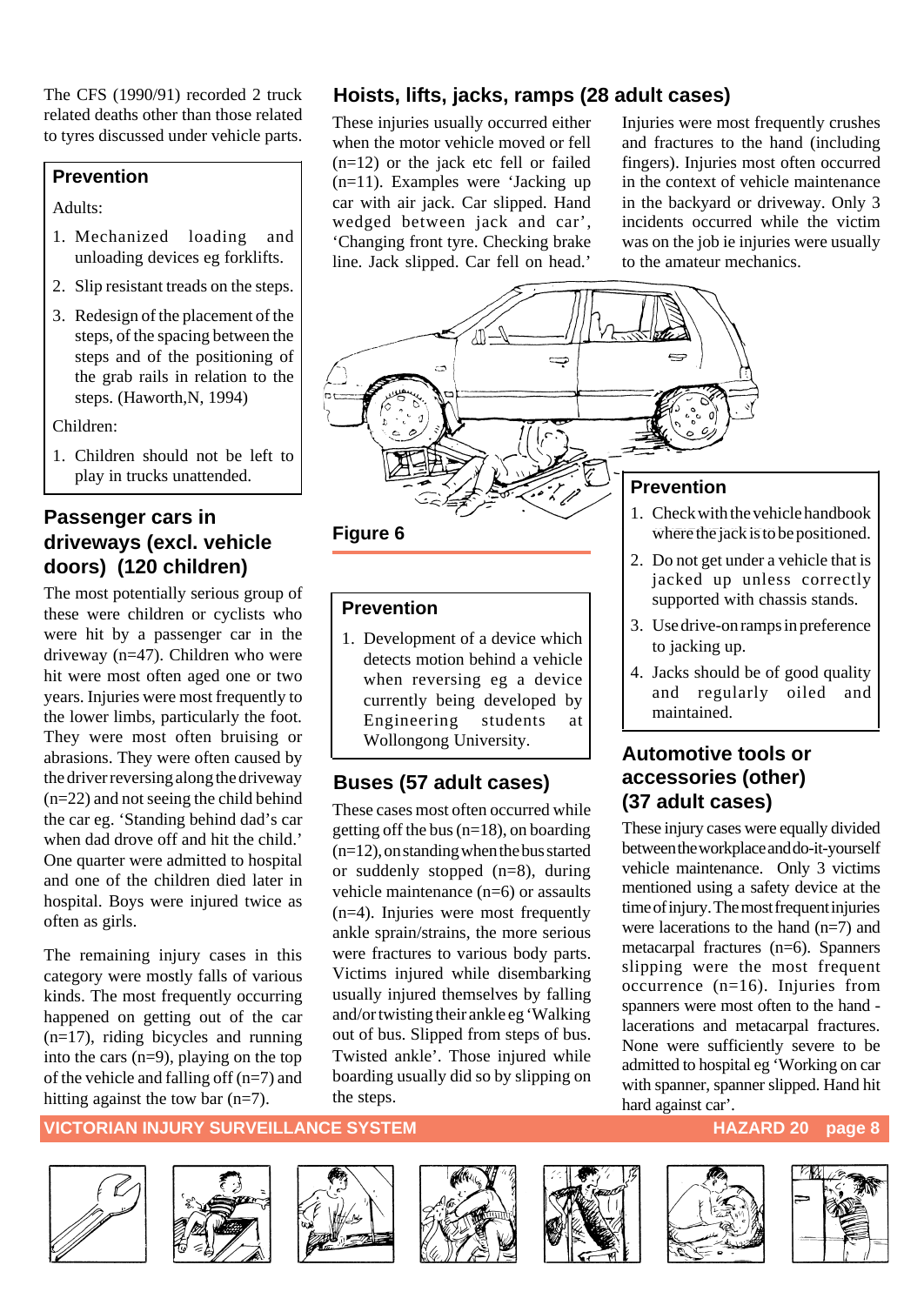The CFS (1990/91) recorded 2 truck related deaths other than those related to tyres discussed under vehicle parts.

### Prevention

Adults:

1. Mechanized loading and unloading devices eg forklifts.
2. Slip resistant treads on the steps.
3. Redesign of the placement of the steps, of the spacing between the steps and of the positioning of the grab rails in relation to the steps. (Haworth,N, 1994)

Children:

1. Children should not be left to play in trucks unattended.

## Passenger cars in driveways (excl. vehicle doors) (120 children)

The most potentially serious group of these were children or cyclists who were hit by a passenger car in the driveway (n=47). Children who were hit were most often aged one or two years. Injuries were most frequently to the lower limbs, particularly the foot. They were most often bruising or abrasions. They were often caused by the driver reversing along the driveway (n=22) and not seeing the child behind the car eg. 'Standing behind dad's car when dad drove off and hit the child.' One quarter were admitted to hospital and one of the children died later in hospital. Boys were injured twice as often as girls.

The remaining injury cases in this category were mostly falls of various kinds. The most frequently occurring happened on getting out of the car (n=17), riding bicycles and running into the cars (n=9), playing on the top of the vehicle and falling off (n=7) and hitting against the tow bar (n=7).

## Hoists, lifts, jacks, ramps (28 adult cases)

These injuries usually occurred either when the motor vehicle moved or fell (n=12) or the jack etc fell or failed (n=11). Examples were 'Jacking up car with air jack. Car slipped. Hand wedged between jack and car', 'Changing front tyre. Checking brake line. Jack slipped. Car fell on head.'

Injuries were most frequently crushes and fractures to the hand (including fingers). Injuries most often occurred in the context of vehicle maintenance in the backyard or driveway. Only 3 incidents occurred while the victim was on the job ie injuries were usually to the amateur mechanics.

Figure 6

### Prevention

1. Check with the vehicle handbook where the jack is to be positioned.
2. Do not get under a vehicle that is jacked up unless correctly supported with chassis stands.
3. Use drive-on ramps in preference to jacking up.
4. Jacks should be of good quality and regularly oiled and maintained.

### Prevention

1. Development of a device which detects motion behind a vehicle when reversing eg a device currently being developed by Engineering students at Wollongong University.

## Buses (57 adult cases)

These cases most often occurred while getting off the bus (n=18), on boarding (n=12), on standing when the bus started or suddenly stopped (n=8), during vehicle maintenance (n=6) or assaults (n=4). Injuries were most frequently ankle sprain/strains, the more serious were fractures to various body parts. Victims injured while disembarking usually injured themselves by falling and/or twisting their ankle eg 'Walking out of bus. Slipped from steps of bus. Twisted ankle'. Those injured while boarding usually did so by slipping on the steps.

## Automotive tools or accessories (other) (37 adult cases)

These injury cases were equally divided between the workplace and do-it-yourself vehicle maintenance. Only 3 victims mentioned using a safety device at the time of injury. The most frequent injuries were lacerations to the hand (n=7) and metacarpal fractures (n=6). Spanners slipping were the most frequent occurrence (n=16). Injuries from spanners were most often to the hand - lacerations and metacarpal fractures. None were sufficiently severe to be admitted to hospital eg 'Working on car with spanner, spanner slipped. Hand hit hard against car'.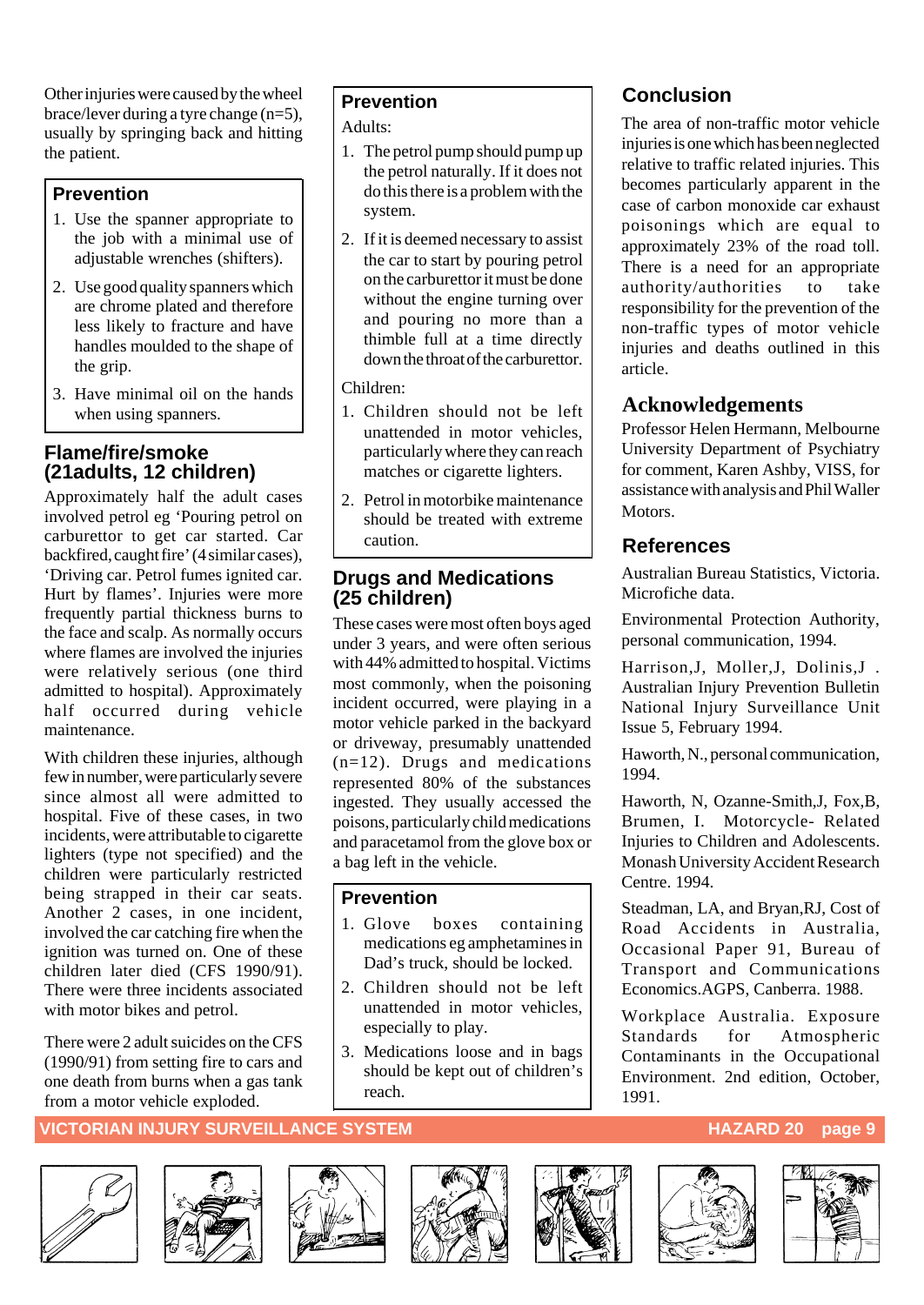Other injuries were caused by the wheel brace/lever during a tyre change (n=5), usually by springing back and hitting the patient.

## Prevention

1. Use the spanner appropriate to the job with a minimal use of adjustable wrenches (shifters).
2. Use good quality spanners which are chrome plated and therefore less likely to fracture and have handles moulded to the shape of the grip.
3. Have minimal oil on the hands when using spanners.

## Flame/fire/smoke (21adults, 12 children)

Approximately half the adult cases involved petrol eg 'Pouring petrol on carburettor to get car started. Car backfired, caught fire' (4 similar cases), 'Driving car. Petrol fumes ignited car. Hurt by flames'. Injuries were more frequently partial thickness burns to the face and scalp. As normally occurs where flames are involved the injuries were relatively serious (one third admitted to hospital). Approximately half occurred during vehicle maintenance.

With children these injuries, although few in number, were particularly severe since almost all were admitted to hospital. Five of these cases, in two incidents, were attributable to cigarette lighters (type not specified) and the children were particularly restricted being strapped in their car seats. Another 2 cases, in one incident, involved the car catching fire when the ignition was turned on. One of these children later died (CFS 1990/91). There were three incidents associated with motor bikes and petrol.

There were 2 adult suicides on the CFS (1990/91) from setting fire to cars and one death from burns when a gas tank from a motor vehicle exploded.

## Prevention

Adults:

1. The petrol pump should pump up the petrol naturally. If it does not do this there is a problem with the system.
2. If it is deemed necessary to assist the car to start by pouring petrol on the carburettor it must be done without the engine turning over and pouring no more than a thimble full at a time directly down the throat of the carburettor.

Children:

1. Children should not be left unattended in motor vehicles, particularly where they can reach matches or cigarette lighters.
2. Petrol in motorbike maintenance should be treated with extreme caution.

## Drugs and Medications (25 children)

These cases were most often boys aged under 3 years, and were often serious with 44% admitted to hospital. Victims most commonly, when the poisoning incident occurred, were playing in a motor vehicle parked in the backyard or driveway, presumably unattended (n=12). Drugs and medications represented 80% of the substances ingested. They usually accessed the poisons, particularly child medications and paracetamol from the glove box or a bag left in the vehicle.

## Prevention

1. Glove boxes containing medications eg amphetamines in Dad's truck, should be locked.
2. Children should not be left unattended in motor vehicles, especially to play.
3. Medications loose and in bags should be kept out of children's reach.

## Conclusion

The area of non-traffic motor vehicle injuries is one which has been neglected relative to traffic related injuries. This becomes particularly apparent in the case of carbon monoxide car exhaust poisonings which are equal to approximately 23% of the road toll. There is a need for an appropriate authority/authorities to take responsibility for the prevention of the non-traffic types of motor vehicle injuries and deaths outlined in this article.

## Acknowledgements

Professor Helen Hermann, Melbourne University Department of Psychiatry for comment, Karen Ashby, VISS, for assistance with analysis and Phil Waller Motors.

## References

Australian Bureau Statistics, Victoria. Microfiche data.

Environmental Protection Authority, personal communication, 1994.

Harrison,J, Moller,J, Dolinis,J . Australian Injury Prevention Bulletin National Injury Surveillance Unit Issue 5, February 1994.

Haworth, N., personal communication, 1994.

Haworth, N, Ozanne-Smith,J, Fox,B, Brumen, I. Motorcycle- Related Injuries to Children and Adolescents. Monash University Accident Research Centre. 1994.

Steadman, LA, and Bryan,RJ, Cost of Road Accidents in Australia, Occasional Paper 91, Bureau of Transport and Communications Economics.AGPS, Canberra. 1988.

Workplace Australia. Exposure Standards for Atmospheric Contaminants in the Occupational Environment. 2nd edition, October, 1991.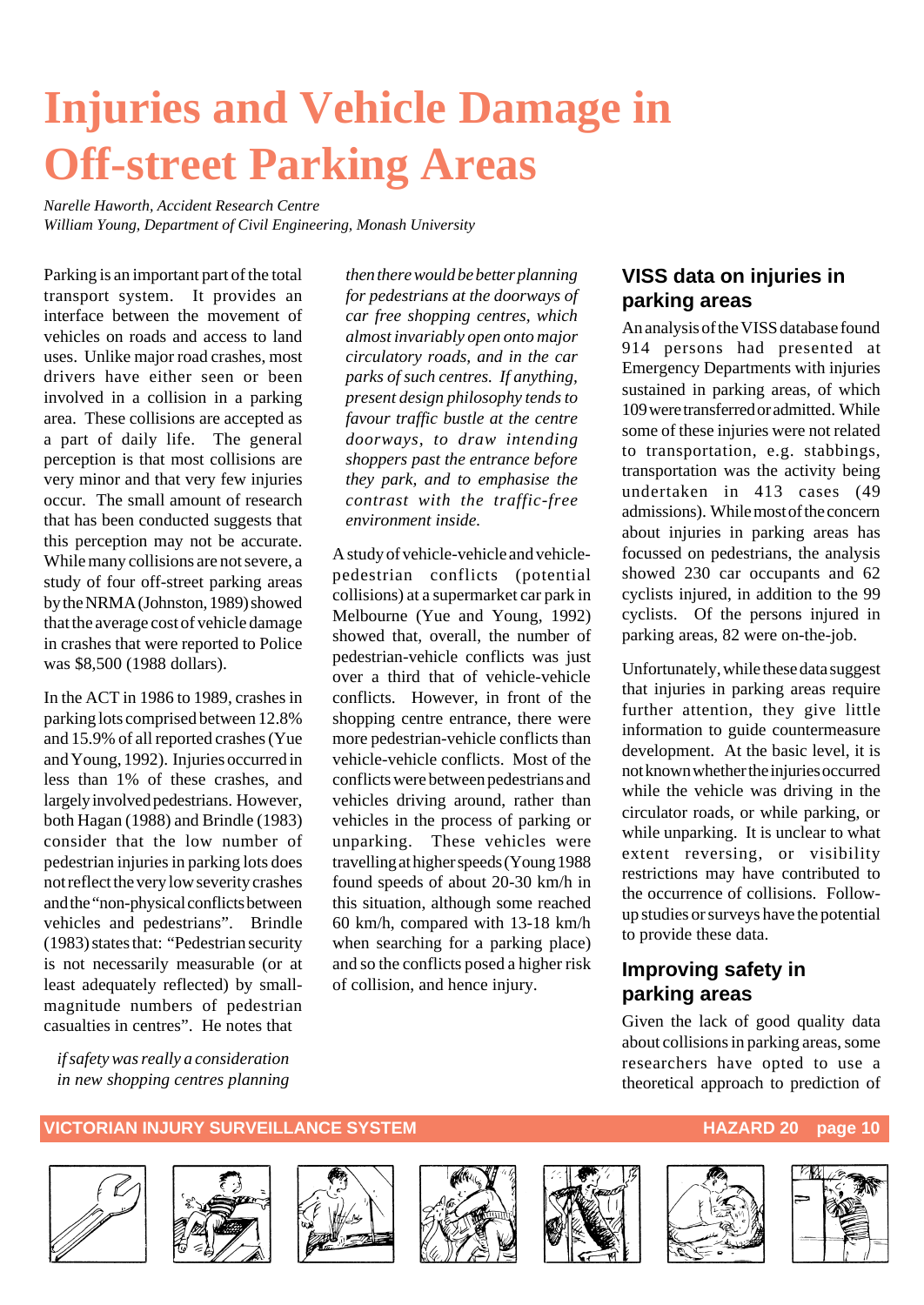# Injuries and Vehicle Damage in Off-street Parking Areas

*Narelle Haworth, Accident Research Centre*
*William Young, Department of Civil Engineering, Monash University*

Parking is an important part of the total transport system. It provides an interface between the movement of vehicles on roads and access to land uses. Unlike major road crashes, most drivers have either seen or been involved in a collision in a parking area. These collisions are accepted as a part of daily life. The general perception is that most collisions are very minor and that very few injuries occur. The small amount of research that has been conducted suggests that this perception may not be accurate. While many collisions are not severe, a study of four off-street parking areas by the NRMA (Johnston, 1989) showed that the average cost of vehicle damage in crashes that were reported to Police was $8,500 (1988 dollars).

In the ACT in 1986 to 1989, crashes in parking lots comprised between 12.8% and 15.9% of all reported crashes (Yue and Young, 1992). Injuries occurred in less than 1% of these crashes, and largely involved pedestrians. However, both Hagan (1988) and Brindle (1983) consider that the low number of pedestrian injuries in parking lots does not reflect the very low severity crashes and the "non-physical conflicts between vehicles and pedestrians". Brindle (1983) states that: "Pedestrian security is not necessarily measurable (or at least adequately reflected) by small-magnitude numbers of pedestrian casualties in centres". He notes that

*if safety was really a consideration in new shopping centres planning then there would be better planning for pedestrians at the doorways of car free shopping centres, which almost invariably open onto major circulatory roads, and in the car parks of such centres. If anything, present design philosophy tends to favour traffic bustle at the centre doorways, to draw intending shoppers past the entrance before they park, and to emphasise the contrast with the traffic-free environment inside.*

A study of vehicle-vehicle and vehicle-pedestrian conflicts (potential collisions) at a supermarket car park in Melbourne (Yue and Young, 1992) showed that, overall, the number of pedestrian-vehicle conflicts was just over a third that of vehicle-vehicle conflicts. However, in front of the shopping centre entrance, there were more pedestrian-vehicle conflicts than vehicle-vehicle conflicts. Most of the conflicts were between pedestrians and vehicles driving around, rather than vehicles in the process of parking or unparking. These vehicles were travelling at higher speeds (Young 1988 found speeds of about 20-30 km/h in this situation, although some reached 60 km/h, compared with 13-18 km/h when searching for a parking place) and so the conflicts posed a higher risk of collision, and hence injury.

## VISS data on injuries in parking areas

An analysis of the VISS database found 914 persons had presented at Emergency Departments with injuries sustained in parking areas, of which 109 were transferred or admitted. While some of these injuries were not related to transportation, e.g. stabbings, transportation was the activity being undertaken in 413 cases (49 admissions). While most of the concern about injuries in parking areas has focussed on pedestrians, the analysis showed 230 car occupants and 62 cyclists injured, in addition to the 99 cyclists. Of the persons injured in parking areas, 82 were on-the-job.

Unfortunately, while these data suggest that injuries in parking areas require further attention, they give little information to guide countermeasure development. At the basic level, it is not known whether the injuries occurred while the vehicle was driving in the circulator roads, or while parking, or while unparking. It is unclear to what extent reversing, or visibility restrictions may have contributed to the occurrence of collisions. Follow-up studies or surveys have the potential to provide these data.

## Improving safety in parking areas

Given the lack of good quality data about collisions in parking areas, some researchers have opted to use a theoretical approach to prediction of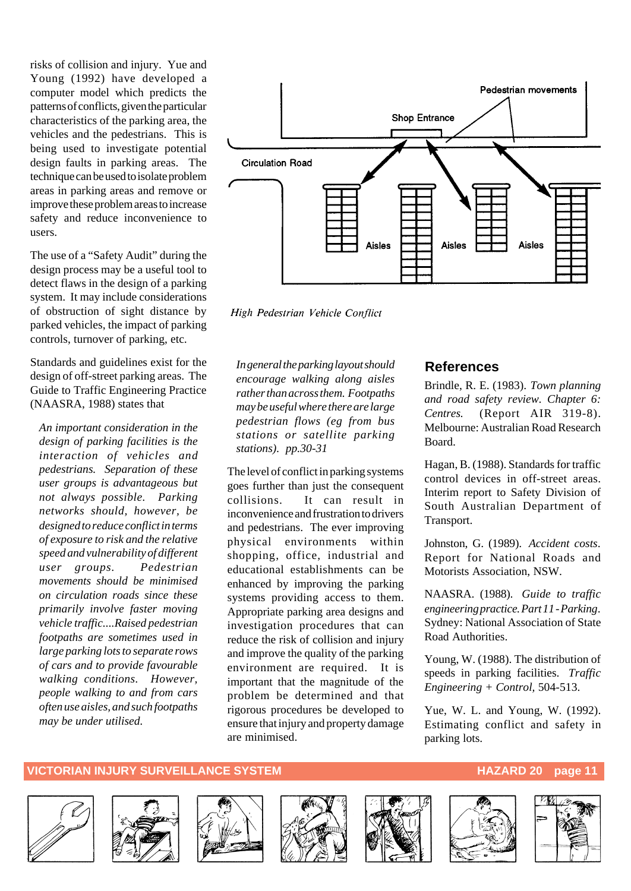risks of collision and injury. Yue and Young (1992) have developed a computer model which predicts the patterns of conflicts, given the particular characteristics of the parking area, the vehicles and the pedestrians. This is being used to investigate potential design faults in parking areas. The technique can be used to isolate problem areas in parking areas and remove or improve these problem areas to increase safety and reduce inconvenience to users.

The use of a "Safety Audit" during the design process may be a useful tool to detect flaws in the design of a parking system. It may include considerations of obstruction of sight distance by parked vehicles, the impact of parking controls, turnover of parking, etc.

Standards and guidelines exist for the design of off-street parking areas. The Guide to Traffic Engineering Practice (NAASRA, 1988) states that

> *An important consideration in the design of parking facilities is the interaction of vehicles and pedestrians. Separation of these user groups is advantageous but not always possible. Parking networks should, however, be designed to reduce conflict in terms of exposure to risk and the relative speed and vulnerability of different user groups. Pedestrian movements should be minimised on circulation roads since these primarily involve faster moving vehicle traffic....Raised pedestrian footpaths are sometimes used in large parking lots to separate rows of cars and to provide favourable walking conditions. However, people walking to and from cars often use aisles, and such footpaths may be under utilised. In general the parking layout should encourage walking along aisles rather than across them. Footpaths may be useful where there are large pedestrian flows (eg from bus stations or satellite parking stations). pp.30-31*

Pedestrian movements

Shop Entrance

Circulation Road

Aisles Aisles Aisles

*High Pedestrian Vehicle Conflict*

The level of conflict in parking systems goes further than just the consequent collisions. It can result in inconvenience and frustration to drivers and pedestrians. The ever improving physical environments within shopping, office, industrial and educational establishments can be enhanced by improving the parking systems providing access to them. Appropriate parking area designs and investigation procedures that can reduce the risk of collision and injury and improve the quality of the parking environment are required. It is important that the magnitude of the problem be determined and that rigorous procedures be developed to ensure that injury and property damage are minimised.

## References

Brindle, R. E. (1983). *Town planning and road safety review. Chapter 6: Centres.* (Report AIR 319-8). Melbourne: Australian Road Research Board.

Hagan, B. (1988). Standards for traffic control devices in off-street areas. Interim report to Safety Division of South Australian Department of Transport.

Johnston, G. (1989). *Accident costs.* Report for National Roads and Motorists Association, NSW.

NAASRA. (1988). *Guide to traffic engineering practice. Part 11 - Parking.* Sydney: National Association of State Road Authorities.

Young, W. (1988). The distribution of speeds in parking facilities. *Traffic Engineering + Control,* 504-513.

Yue, W. L. and Young, W. (1992). Estimating conflict and safety in parking lots.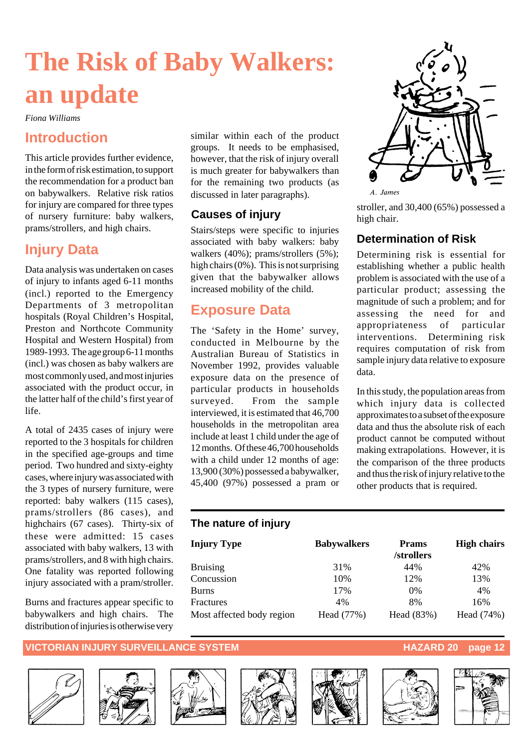# The Risk of Baby Walkers: an update

*Fiona Williams*

## Introduction

This article provides further evidence, in the form of risk estimation, to support the recommendation for a product ban on babywalkers. Relative risk ratios for injury are compared for three types of nursery furniture: baby walkers, prams/strollers, and high chairs.

## Injury Data

Data analysis was undertaken on cases of injury to infants aged 6-11 months (incl.) reported to the Emergency Departments of 3 metropolitan hospitals (Royal Children's Hospital, Preston and Northcote Community Hospital and Western Hospital) from 1989-1993. The age group 6-11 months (incl.) was chosen as baby walkers are most commonly used, and most injuries associated with the product occur, in the latter half of the child's first year of life.

A total of 2435 cases of injury were reported to the 3 hospitals for children in the specified age-groups and time period. Two hundred and sixty-eighty cases, where injury was associated with the 3 types of nursery furniture, were reported: baby walkers (115 cases), prams/strollers (86 cases), and highchairs (67 cases). Thirty-six of these were admitted: 15 cases associated with baby walkers, 13 with prams/strollers, and 8 with high chairs. One fatality was reported following injury associated with a pram/stroller.

Burns and fractures appear specific to babywalkers and high chairs. The distribution of injuries is otherwise very similar within each of the product groups. It needs to be emphasised, however, that the risk of injury overall is much greater for babywalkers than for the remaining two products (as discussed in later paragraphs).

### Causes of injury

Stairs/steps were specific to injuries associated with baby walkers: baby walkers (40%); prams/strollers (5%); high chairs (0%). This is not surprising given that the babywalker allows increased mobility of the child.

## Exposure Data

The 'Safety in the Home' survey, conducted in Melbourne by the Australian Bureau of Statistics in November 1992, provides valuable exposure data on the presence of particular products in households surveyed. From the sample interviewed, it is estimated that 46,700 households in the metropolitan area include at least 1 child under the age of 12 months. Of these 46,700 households with a child under 12 months of age: 13,900 (30%) possessed a babywalker, 45,400 (97%) possessed a pram or stroller, and 30,400 (65%) possessed a high chair.

*A. James*

### Determination of Risk

Determining risk is essential for establishing whether a public health problem is associated with the use of a particular product; assessing the magnitude of such a problem; and for assessing the need for and appropriateness of particular interventions. Determining risk requires computation of risk from sample injury data relative to exposure data.

In this study, the population areas from which injury data is collected approximates to a subset of the exposure data and thus the absolute risk of each product cannot be computed without making extrapolations. However, it is the comparison of the three products and thus the risk of injury relative to the other products that is required.

### The nature of injury

| Injury Type | Babywalkers | Prams /strollers | High chairs |
|---|---|---|---|
| Bruising | 31% | 44% | 42% |
| Concussion | 10% | 12% | 13% |
| Burns | 17% | 0% | 4% |
| Fractures | 4% | 8% | 16% |
| Most affected body region | Head (77%) | Head (83%) | Head (74%) |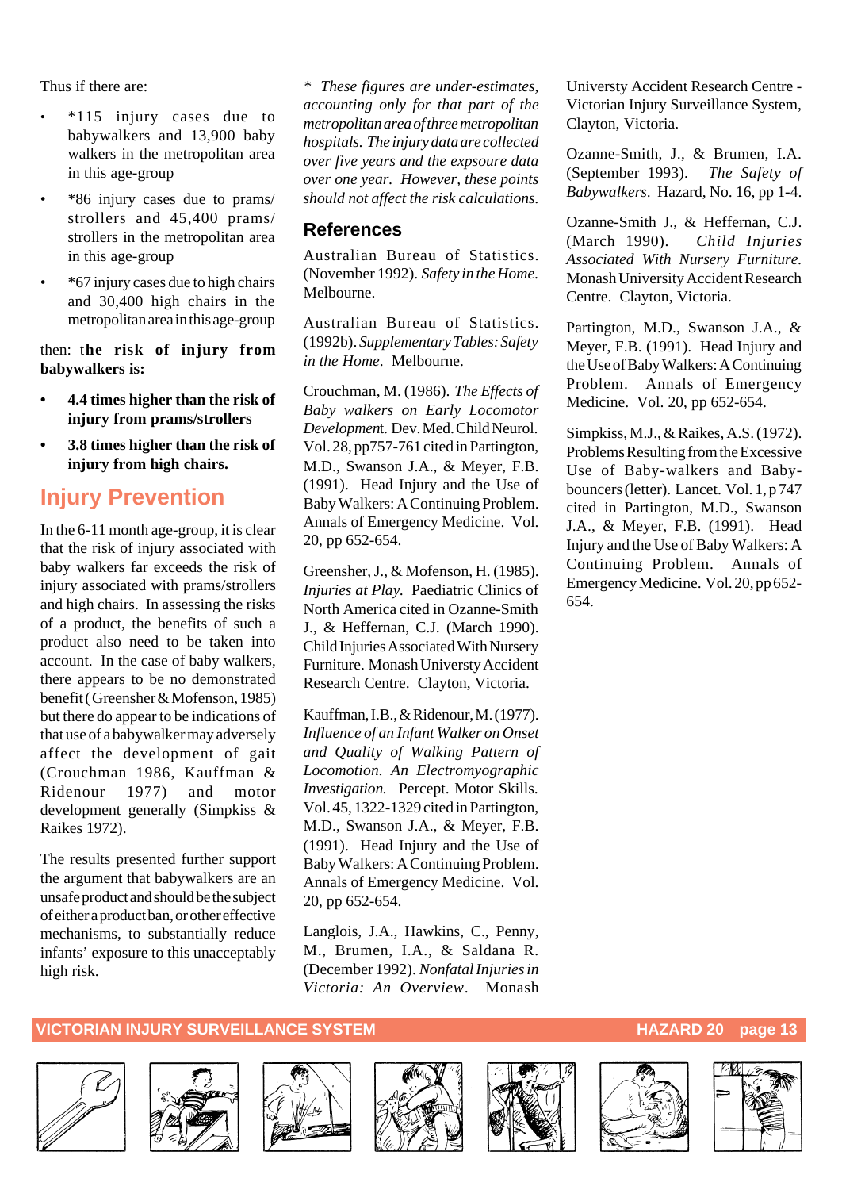Thus if there are:

- *115 injury cases due to babywalkers and 13,900 baby walkers in the metropolitan area in this age-group
- *86 injury cases due to prams/ strollers and 45,400 prams/ strollers in the metropolitan area in this age-group
- *67 injury cases due to high chairs and 30,400 high chairs in the metropolitan area in this age-group

then: t**he risk of injury from babywalkers is:**

- **4.4 times higher than the risk of injury from prams/strollers**
- **3.8 times higher than the risk of injury from high chairs.**

## Injury Prevention

In the 6-11 month age-group, it is clear that the risk of injury associated with baby walkers far exceeds the risk of injury associated with prams/strollers and high chairs. In assessing the risks of a product, the benefits of such a product also need to be taken into account. In the case of baby walkers, there appears to be no demonstrated benefit (Greensher & Mofenson, 1985) but there do appear to be indications of that use of a babywalker may adversely affect the development of gait (Crouchman 1986, Kauffman & Ridenour 1977) and motor development generally (Simpkiss & Raikes 1972).

The results presented further support the argument that babywalkers are an unsafe product and should be the subject of either a product ban, or other effective mechanisms, to substantially reduce infants' exposure to this unacceptably high risk.

*\* These figures are under-estimates, accounting only for that part of the metropolitan area of three metropolitan hospitals. The injury data are collected over five years and the exspoure data over one year. However, these points should not affect the risk calculations.*

## References

Australian Bureau of Statistics. (November 1992). *Safety in the Home.* Melbourne.

Australian Bureau of Statistics. (1992b). *Supplementary Tables: Safety in the Home*. Melbourne.

Crouchman, M. (1986). *The Effects of Baby walkers on Early Locomotor Development*. Dev. Med. Child Neurol. Vol. 28, pp757-761 cited in Partington, M.D., Swanson J.A., & Meyer, F.B. (1991). Head Injury and the Use of Baby Walkers: A Continuing Problem. Annals of Emergency Medicine. Vol. 20, pp 652-654.

Greensher, J., & Mofenson, H. (1985). *Injuries at Play.* Paediatric Clinics of North America cited in Ozanne-Smith J., & Heffernan, C.J. (March 1990). Child Injuries Associated With Nursery Furniture. Monash Universty Accident Research Centre. Clayton, Victoria.

Kauffman, I.B., & Ridenour, M. (1977). *Influence of an Infant Walker on Onset and Quality of Walking Pattern of Locomotion. An Electromyographic Investigation.* Percept. Motor Skills. Vol. 45, 1322-1329 cited in Partington, M.D., Swanson J.A., & Meyer, F.B. (1991). Head Injury and the Use of Baby Walkers: A Continuing Problem. Annals of Emergency Medicine. Vol. 20, pp 652-654.

Langlois, J.A., Hawkins, C., Penny, M., Brumen, I.A., & Saldana R. (December 1992). *Nonfatal Injuries in Victoria: An Overview*. Monash Universty Accident Research Centre - Victorian Injury Surveillance System, Clayton, Victoria.

Ozanne-Smith, J., & Brumen, I.A. (September 1993). *The Safety of Babywalkers.* Hazard, No. 16, pp 1-4.

Ozanne-Smith J., & Heffernan, C.J. (March 1990). *Child Injuries Associated With Nursery Furniture.* Monash University Accident Research Centre. Clayton, Victoria.

Partington, M.D., Swanson J.A., & Meyer, F.B. (1991). Head Injury and the Use of Baby Walkers: A Continuing Problem. Annals of Emergency Medicine. Vol. 20, pp 652-654.

Simpkiss, M.J., & Raikes, A.S. (1972). Problems Resulting from the Excessive Use of Baby-walkers and Baby-bouncers (letter). Lancet. Vol. 1, p 747 cited in Partington, M.D., Swanson J.A., & Meyer, F.B. (1991). Head Injury and the Use of Baby Walkers: A Continuing Problem. Annals of Emergency Medicine. Vol. 20, pp 652-654.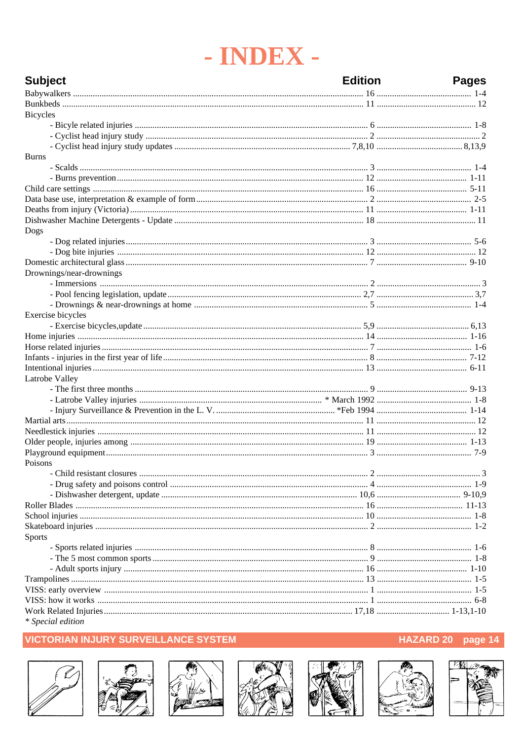# - INDEX -

| Subject | Edition | Pages |
|---|---|---|
| Babywalkers | 16 | 1-4 |
| Bunkbeds | 11 | 12 |
| Bicycles | | |
| - Bicyle related injuries | 6 | 1-8 |
| - Cyclist head injury study | 2 | 2 |
| - Cyclist head injury study updates | 7,8,10 | 8,13,9 |
| Burns | | |
| - Scalds | 3 | 1-4 |
| - Burns prevention | 12 | 1-11 |
| Child care settings | 16 | 5-11 |
| Data base use, interpretation & example of form | 2 | 2-5 |
| Deaths from injury (Victoria) | 11 | 1-11 |
| Dishwasher Machine Detergents - Update | 18 | 11 |
| Dogs | | |
| - Dog related injuries | 3 | 5-6 |
| - Dog bite injuries | 12 | 12 |
| Domestic architectural glass | 7 | 9-10 |
| Drownings/near-drownings | | |
| - Immersions | 2 | 3 |
| - Pool fencing legislation, update | 2,7 | 3,7 |
| - Drownings & near-drownings at home | 5 | 1-4 |
| Exercise bicycles | | |
| - Exercise bicycles,update | 5,9 | 6,13 |
| Home injuries | 14 | 1-16 |
| Horse related injuries | 7 | 1-6 |
| Infants - injuries in the first year of life | 8 | 7-12 |
| Intentional injuries | 13 | 6-11 |
| Latrobe Valley | | |
| - The first three months | 9 | 9-13 |
| - Latrobe Valley injuries | * March 1992 | 1-8 |
| - Injury Surveillance & Prevention in the L. V. | *Feb 1994 | 1-14 |
| Martial arts | 11 | 12 |
| Needlestick injuries | 11 | 12 |
| Older people, injuries among | 19 | 1-13 |
| Playground equipment | 3 | 7-9 |
| Poisons | | |
| - Child resistant closures | 2 | 3 |
| - Drug safety and poisons control | 4 | 1-9 |
| - Dishwasher detergent, update | 10,6 | 9-10,9 |
| Roller Blades | 16 | 11-13 |
| School injuries | 10 | 1-8 |
| Skateboard injuries | 2 | 1-2 |
| Sports | | |
| - Sports related injuries | 8 | 1-6 |
| - The 5 most common sports | 9 | 1-8 |
| - Adult sports injury | 16 | 1-10 |
| Trampolines | 13 | 1-5 |
| VISS: early overview | 1 | 1-5 |
| VISS: how it works | 1 | 6-8 |
| Work Related Injuries | 17,18 | 1-13,1-10 |

*\* Special edition*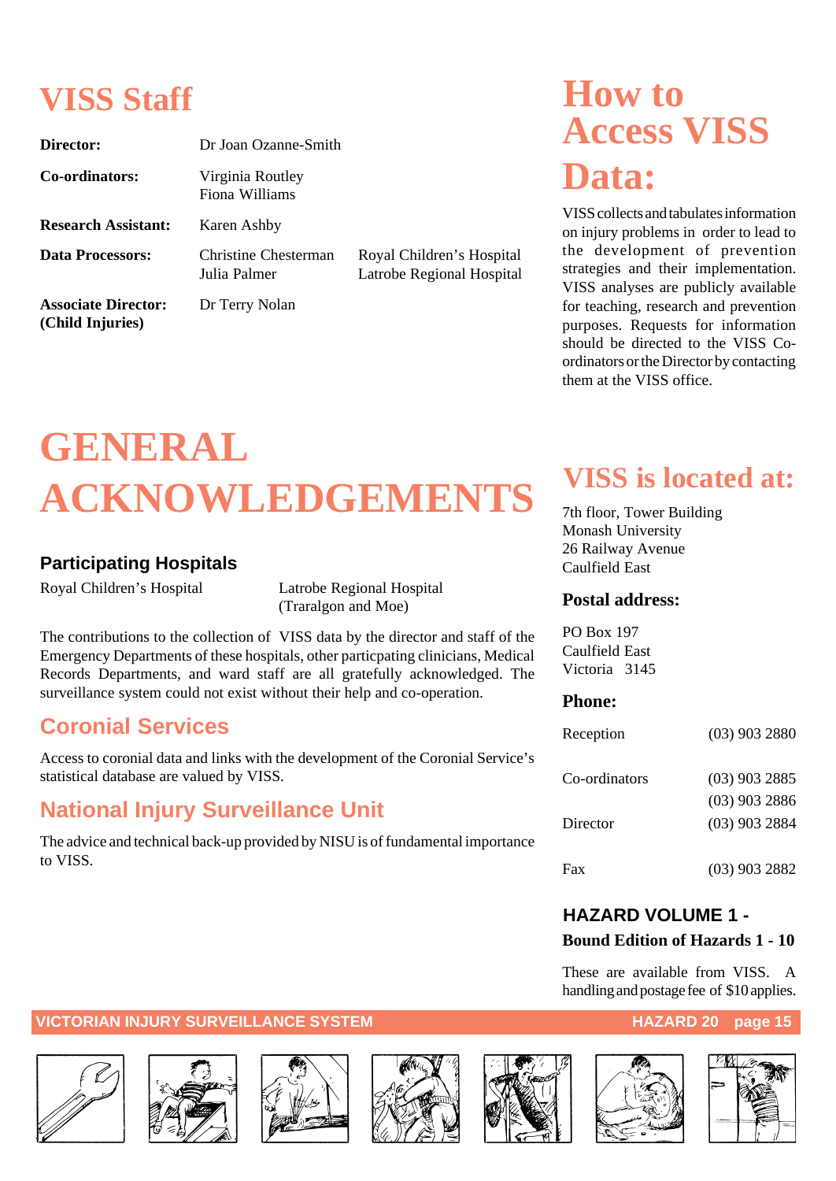# VISS Staff

| | | |
|---|---|---|
| **Director:** | Dr Joan Ozanne-Smith | |
| **Co-ordinators:** | Virginia Routley<br>Fiona Williams | |
| **Research Assistant:** | Karen Ashby | |
| **Data Processors:** | Christine Chesterman<br>Julia Palmer | Royal Children's Hospital<br>Latrobe Regional Hospital |
| **Associate Director: (Child Injuries)** | Dr Terry Nolan | |

# GENERAL ACKNOWLEDGEMENTS

### Participating Hospitals

Royal Children's Hospital

Latrobe Regional Hospital (Traralgon and Moe)

The contributions to the collection of VISS data by the director and staff of the Emergency Departments of these hospitals, other particpating clinicians, Medical Records Departments, and ward staff are all gratefully acknowledged. The surveillance system could not exist without their help and co-operation.

## Coronial Services

Access to coronial data and links with the development of the Coronial Service's statistical database are valued by VISS.

## National Injury Surveillance Unit

The advice and technical back-up provided by NISU is of fundamental importance to VISS.

# How to Access VISS Data:

VISS collects and tabulates information on injury problems in order to lead to the development of prevention strategies and their implementation. VISS analyses are publicly available for teaching, research and prevention purposes. Requests for information should be directed to the VISS Co-ordinators or the Director by contacting them at the VISS office.

## VISS is located at:

7th floor, Tower Building
Monash University
26 Railway Avenue
Caulfield East

### Postal address:

PO Box 197
Caulfield East
Victoria 3145

### Phone:

| | |
|---|---|
| Reception | (03) 903 2880 |
| Co-ordinators | (03) 903 2885<br>(03) 903 2886 |
| Director | (03) 903 2884 |
| Fax | (03) 903 2882 |

### HAZARD VOLUME 1 -

**Bound Edition of Hazards 1 - 10**

These are available from VISS. A handling and postage fee of $10 applies.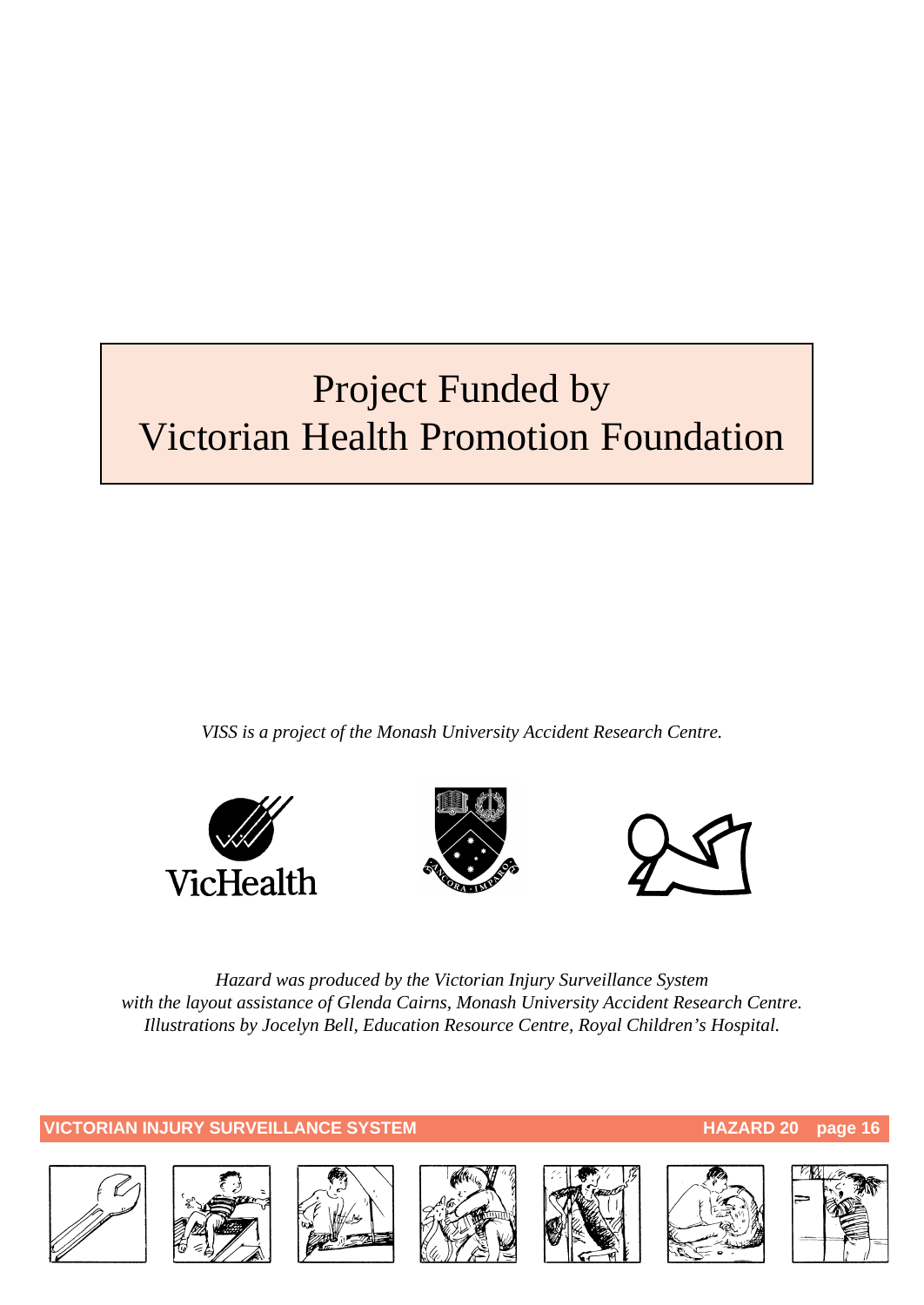Project Funded by
Victorian Health Promotion Foundation

*VISS is a project of the Monash University Accident Research Centre.*

*Hazard was produced by the Victorian Injury Surveillance System with the layout assistance of Glenda Cairns, Monash University Accident Research Centre. Illustrations by Jocelyn Bell, Education Resource Centre, Royal Children's Hospital.*